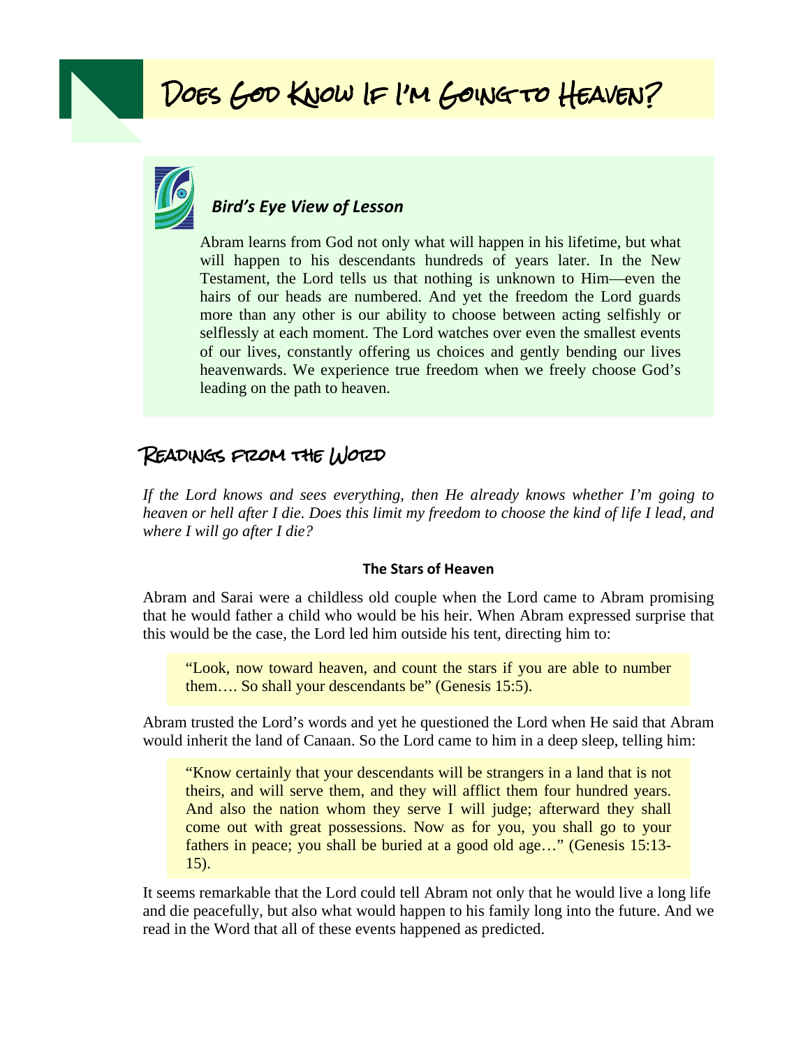# Does God Know If I'm Going to Heaven?

### *Bird's Eye View of Lesson*

Abram learns from God not only what will happen in his lifetime, but what will happen to his descendants hundreds of years later. In the New Testament, the Lord tells us that nothing is unknown to Him—even the hairs of our heads are numbered. And yet the freedom the Lord guards more than any other is our ability to choose between acting selfishly or selflessly at each moment. The Lord watches over even the smallest events of our lives, constantly offering us choices and gently bending our lives heavenwards. We experience true freedom when we freely choose God's leading on the path to heaven.

## Readings from the Word

*If the Lord knows and sees everything, then He already knows whether I'm going to heaven or hell after I die. Does this limit my freedom to choose the kind of life I lead, and where I will go after I die?*

**The Stars of Heaven**

Abram and Sarai were a childless old couple when the Lord came to Abram promising that he would father a child who would be his heir. When Abram expressed surprise that this would be the case, the Lord led him outside his tent, directing him to:

> "Look, now toward heaven, and count the stars if you are able to number them…. So shall your descendants be" (Genesis 15:5).

Abram trusted the Lord's words and yet he questioned the Lord when He said that Abram would inherit the land of Canaan. So the Lord came to him in a deep sleep, telling him:

> "Know certainly that your descendants will be strangers in a land that is not theirs, and will serve them, and they will afflict them four hundred years. And also the nation whom they serve I will judge; afterward they shall come out with great possessions. Now as for you, you shall go to your fathers in peace; you shall be buried at a good old age…" (Genesis 15:13-15).

It seems remarkable that the Lord could tell Abram not only that he would live a long life and die peacefully, but also what would happen to his family long into the future. And we read in the Word that all of these events happened as predicted.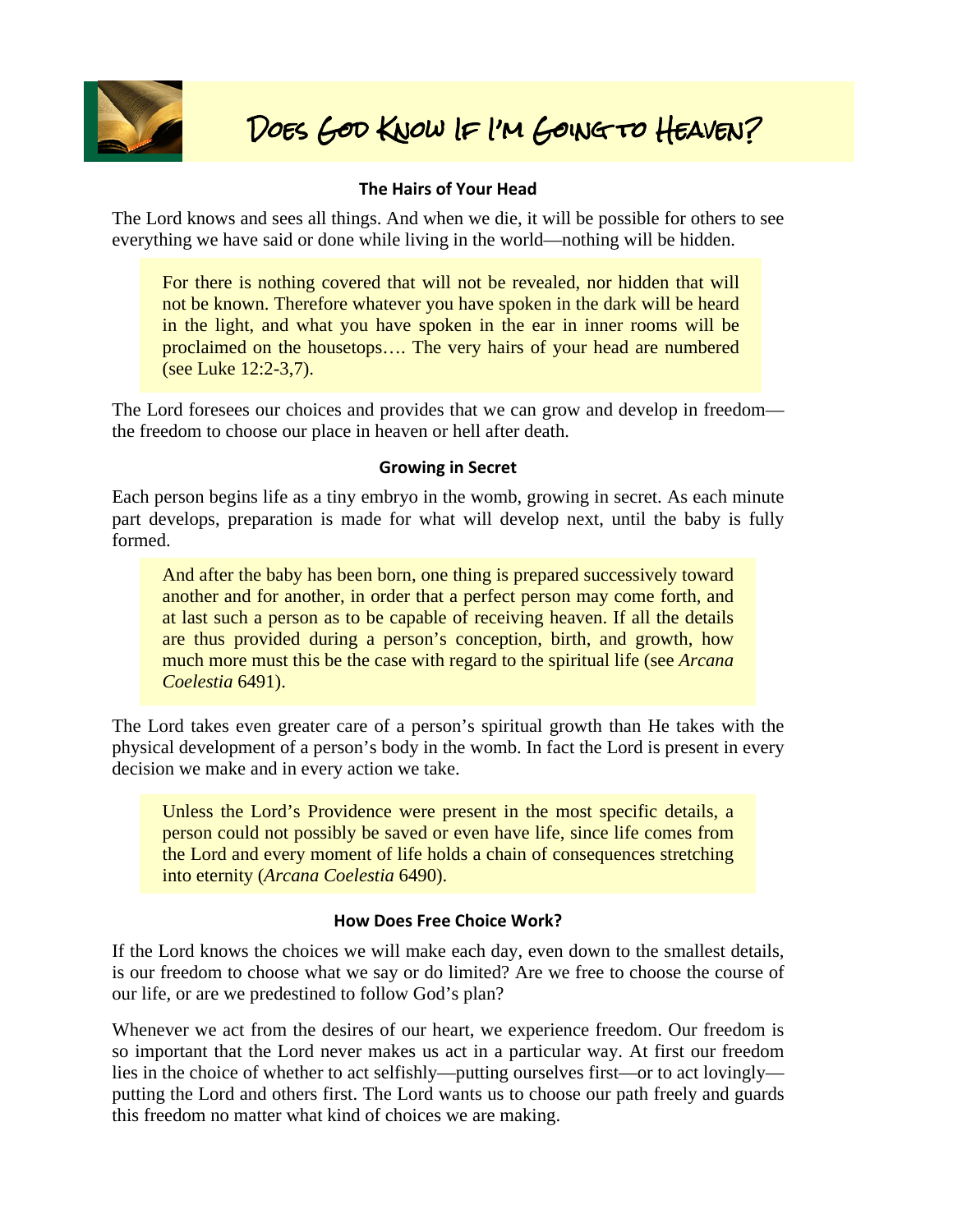# Does God Know If I'm Going to Heaven?

### The Hairs of Your Head

The Lord knows and sees all things. And when we die, it will be possible for others to see everything we have said or done while living in the world—nothing will be hidden.

> For there is nothing covered that will not be revealed, nor hidden that will not be known. Therefore whatever you have spoken in the dark will be heard in the light, and what you have spoken in the ear in inner rooms will be proclaimed on the housetops…. The very hairs of your head are numbered (see Luke 12:2-3,7).

The Lord foresees our choices and provides that we can grow and develop in freedom—the freedom to choose our place in heaven or hell after death.

### Growing in Secret

Each person begins life as a tiny embryo in the womb, growing in secret. As each minute part develops, preparation is made for what will develop next, until the baby is fully formed.

> And after the baby has been born, one thing is prepared successively toward another and for another, in order that a perfect person may come forth, and at last such a person as to be capable of receiving heaven. If all the details are thus provided during a person's conception, birth, and growth, how much more must this be the case with regard to the spiritual life (see *Arcana Coelestia* 6491).

The Lord takes even greater care of a person's spiritual growth than He takes with the physical development of a person's body in the womb. In fact the Lord is present in every decision we make and in every action we take.

> Unless the Lord's Providence were present in the most specific details, a person could not possibly be saved or even have life, since life comes from the Lord and every moment of life holds a chain of consequences stretching into eternity (*Arcana Coelestia* 6490).

### How Does Free Choice Work?

If the Lord knows the choices we will make each day, even down to the smallest details, is our freedom to choose what we say or do limited? Are we free to choose the course of our life, or are we predestined to follow God's plan?

Whenever we act from the desires of our heart, we experience freedom. Our freedom is so important that the Lord never makes us act in a particular way. At first our freedom lies in the choice of whether to act selfishly—putting ourselves first—or to act lovingly—putting the Lord and others first. The Lord wants us to choose our path freely and guards this freedom no matter what kind of choices we are making.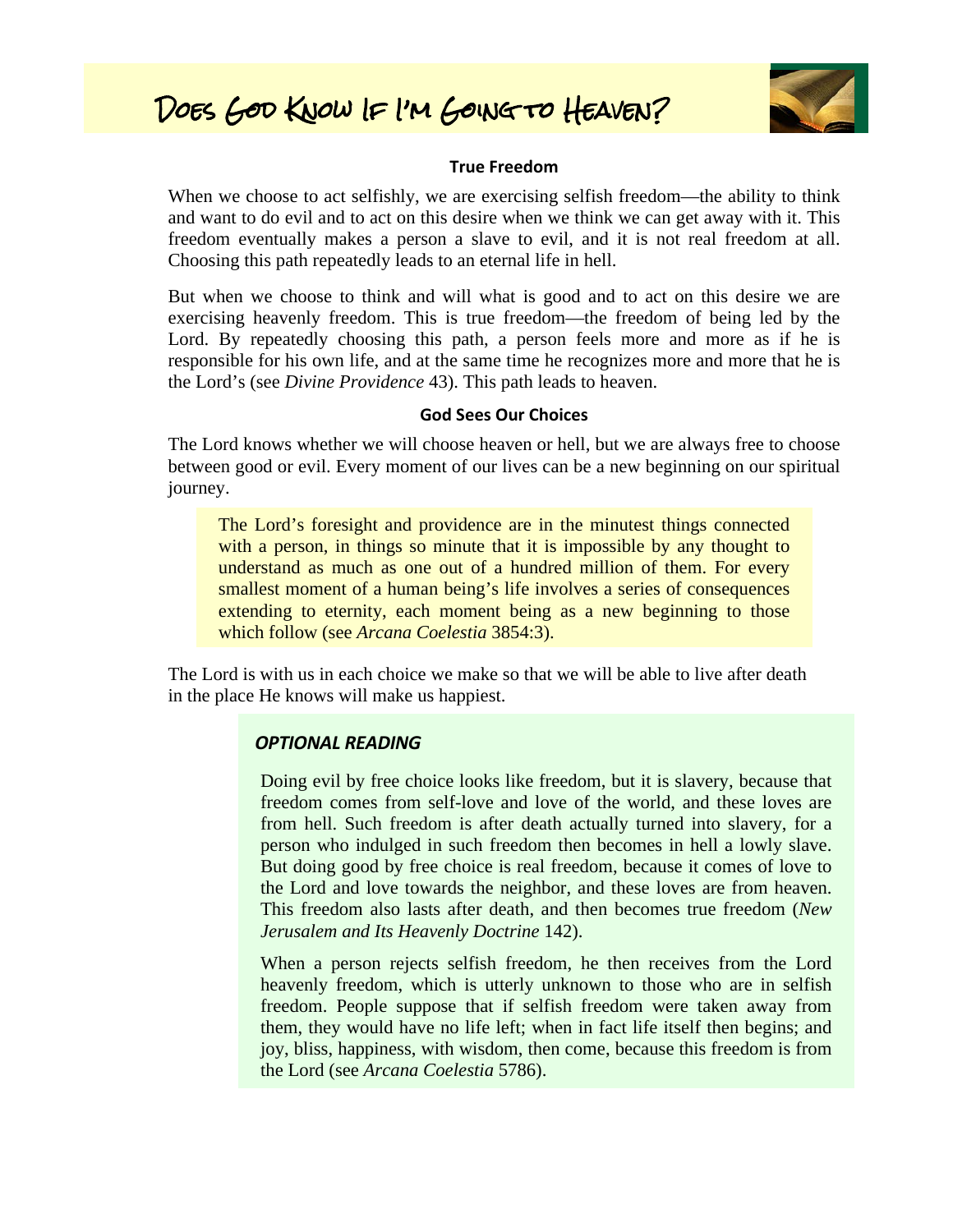### True Freedom

When we choose to act selfishly, we are exercising selfish freedom—the ability to think and want to do evil and to act on this desire when we think we can get away with it. This freedom eventually makes a person a slave to evil, and it is not real freedom at all. Choosing this path repeatedly leads to an eternal life in hell.

But when we choose to think and will what is good and to act on this desire we are exercising heavenly freedom. This is true freedom—the freedom of being led by the Lord. By repeatedly choosing this path, a person feels more and more as if he is responsible for his own life, and at the same time he recognizes more and more that he is the Lord's (see *Divine Providence* 43). This path leads to heaven.

### God Sees Our Choices

The Lord knows whether we will choose heaven or hell, but we are always free to choose between good or evil. Every moment of our lives can be a new beginning on our spiritual journey.

> The Lord's foresight and providence are in the minutest things connected with a person, in things so minute that it is impossible by any thought to understand as much as one out of a hundred million of them. For every smallest moment of a human being's life involves a series of consequences extending to eternity, each moment being as a new beginning to those which follow (see *Arcana Coelestia* 3854:3).

The Lord is with us in each choice we make so that we will be able to live after death in the place He knows will make us happiest.

***OPTIONAL READING***

Doing evil by free choice looks like freedom, but it is slavery, because that freedom comes from self-love and love of the world, and these loves are from hell. Such freedom is after death actually turned into slavery, for a person who indulged in such freedom then becomes in hell a lowly slave. But doing good by free choice is real freedom, because it comes of love to the Lord and love towards the neighbor, and these loves are from heaven. This freedom also lasts after death, and then becomes true freedom (*New Jerusalem and Its Heavenly Doctrine* 142).

When a person rejects selfish freedom, he then receives from the Lord heavenly freedom, which is utterly unknown to those who are in selfish freedom. People suppose that if selfish freedom were taken away from them, they would have no life left; when in fact life itself then begins; and joy, bliss, happiness, with wisdom, then come, because this freedom is from the Lord (see *Arcana Coelestia* 5786).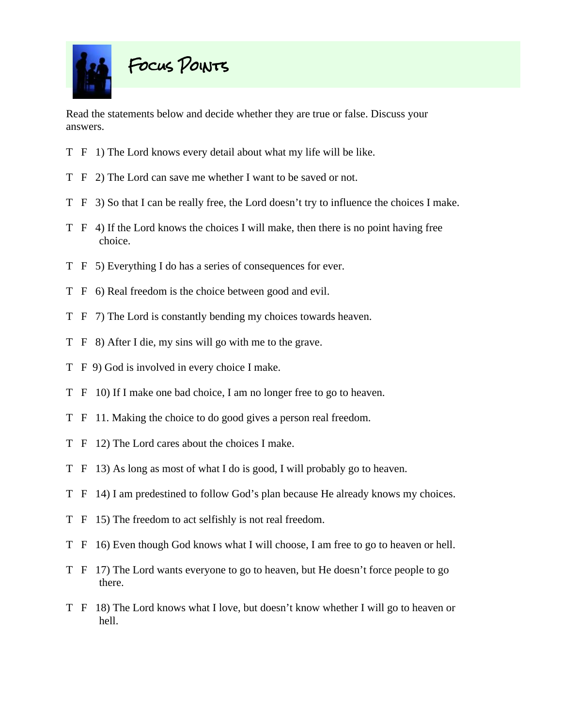# Focus Points

Read the statements below and decide whether they are true or false. Discuss your answers.

T F 1) The Lord knows every detail about what my life will be like.

T F 2) The Lord can save me whether I want to be saved or not.

T F 3) So that I can be really free, the Lord doesn't try to influence the choices I make.

T F 4) If the Lord knows the choices I will make, then there is no point having free choice.

T F 5) Everything I do has a series of consequences for ever.

T F 6) Real freedom is the choice between good and evil.

T F 7) The Lord is constantly bending my choices towards heaven.

T F 8) After I die, my sins will go with me to the grave.

T F 9) God is involved in every choice I make.

T F 10) If I make one bad choice, I am no longer free to go to heaven.

T F 11. Making the choice to do good gives a person real freedom.

T F 12) The Lord cares about the choices I make.

T F 13) As long as most of what I do is good, I will probably go to heaven.

T F 14) I am predestined to follow God's plan because He already knows my choices.

T F 15) The freedom to act selfishly is not real freedom.

T F 16) Even though God knows what I will choose, I am free to go to heaven or hell.

T F 17) The Lord wants everyone to go to heaven, but He doesn't force people to go there.

T F 18) The Lord knows what I love, but doesn't know whether I will go to heaven or hell.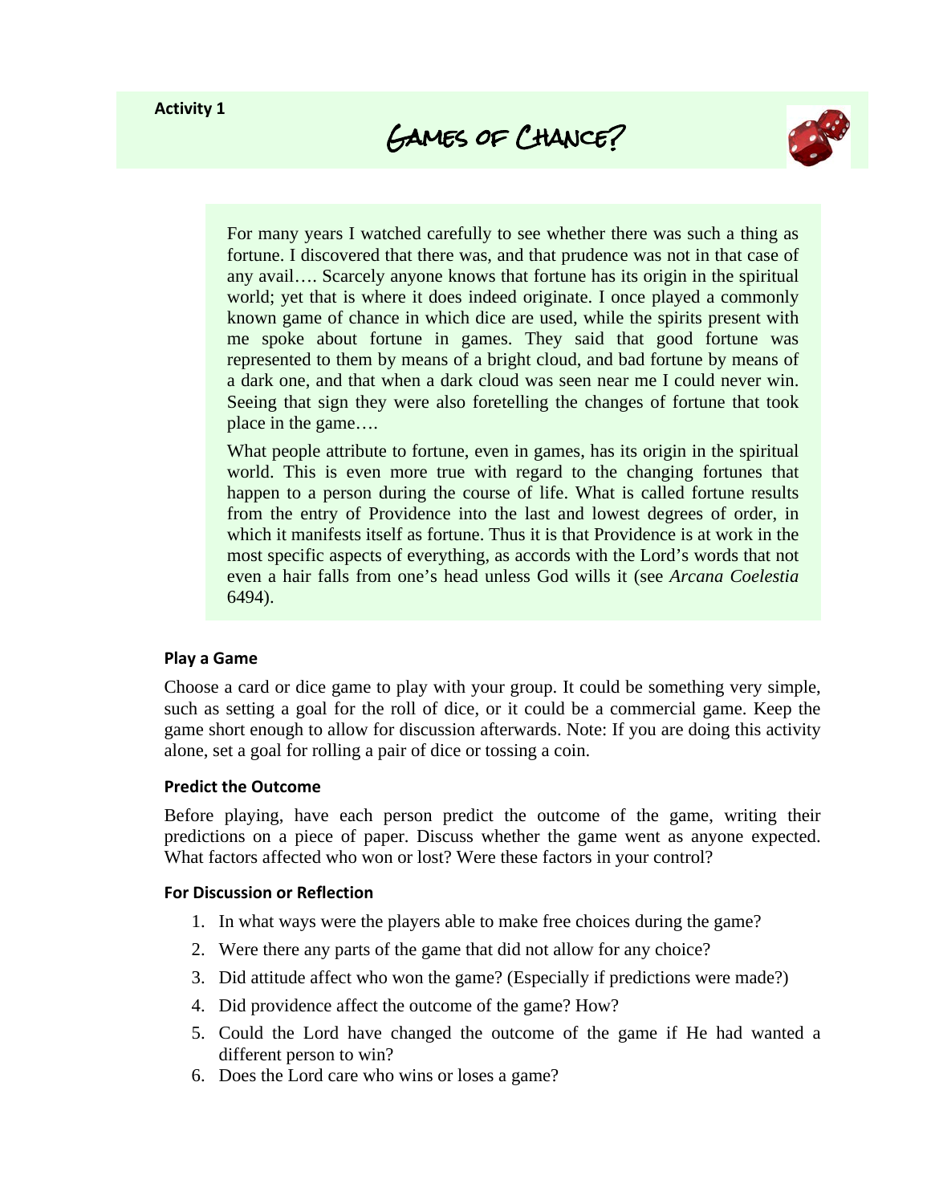**Activity 1**

# Games of Chance?

> For many years I watched carefully to see whether there was such a thing as fortune. I discovered that there was, and that prudence was not in that case of any avail…. Scarcely anyone knows that fortune has its origin in the spiritual world; yet that is where it does indeed originate. I once played a commonly known game of chance in which dice are used, while the spirits present with me spoke about fortune in games. They said that good fortune was represented to them by means of a bright cloud, and bad fortune by means of a dark one, and that when a dark cloud was seen near me I could never win. Seeing that sign they were also foretelling the changes of fortune that took place in the game….
>
> What people attribute to fortune, even in games, has its origin in the spiritual world. This is even more true with regard to the changing fortunes that happen to a person during the course of life. What is called fortune results from the entry of Providence into the last and lowest degrees of order, in which it manifests itself as fortune. Thus it is that Providence is at work in the most specific aspects of everything, as accords with the Lord's words that not even a hair falls from one's head unless God wills it (see *Arcana Coelestia* 6494).

### Play a Game

Choose a card or dice game to play with your group. It could be something very simple, such as setting a goal for the roll of dice, or it could be a commercial game. Keep the game short enough to allow for discussion afterwards. Note: If you are doing this activity alone, set a goal for rolling a pair of dice or tossing a coin.

### Predict the Outcome

Before playing, have each person predict the outcome of the game, writing their predictions on a piece of paper. Discuss whether the game went as anyone expected. What factors affected who won or lost? Were these factors in your control?

### For Discussion or Reflection

1. In what ways were the players able to make free choices during the game?
2. Were there any parts of the game that did not allow for any choice?
3. Did attitude affect who won the game? (Especially if predictions were made?)
4. Did providence affect the outcome of the game? How?
5. Could the Lord have changed the outcome of the game if He had wanted a different person to win?
6. Does the Lord care who wins or loses a game?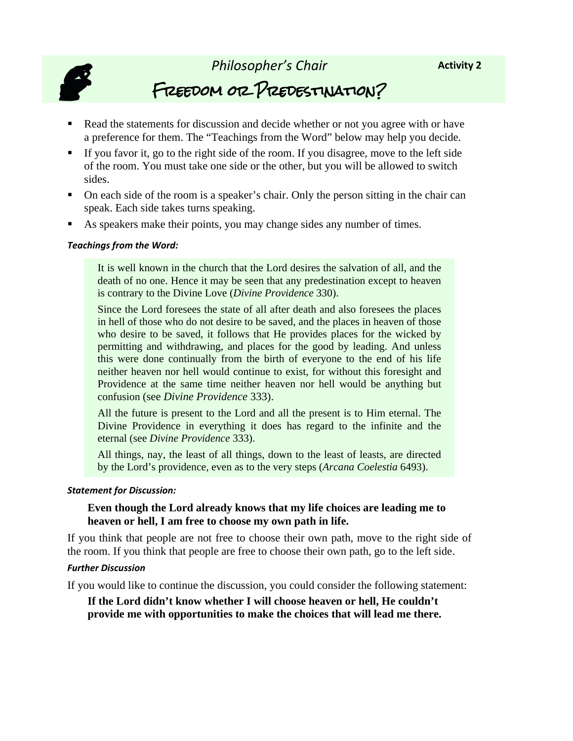# Philosopher's Chair

**Activity 2**

## Freedom or Predestination?

- Read the statements for discussion and decide whether or not you agree with or have a preference for them. The "Teachings from the Word" below may help you decide.
- If you favor it, go to the right side of the room. If you disagree, move to the left side of the room. You must take one side or the other, but you will be allowed to switch sides.
- On each side of the room is a speaker's chair. Only the person sitting in the chair can speak. Each side takes turns speaking.
- As speakers make their points, you may change sides any number of times.

***Teachings from the Word:***

> It is well known in the church that the Lord desires the salvation of all, and the death of no one. Hence it may be seen that any predestination except to heaven is contrary to the Divine Love (*Divine Providence* 330).
>
> Since the Lord foresees the state of all after death and also foresees the places in hell of those who do not desire to be saved, and the places in heaven of those who desire to be saved, it follows that He provides places for the wicked by permitting and withdrawing, and places for the good by leading. And unless this were done continually from the birth of everyone to the end of his life neither heaven nor hell would continue to exist, for without this foresight and Providence at the same time neither heaven nor hell would be anything but confusion (see *Divine Providence* 333).
>
> All the future is present to the Lord and all the present is to Him eternal. The Divine Providence in everything it does has regard to the infinite and the eternal (see *Divine Providence* 333).
>
> All things, nay, the least of all things, down to the least of leasts, are directed by the Lord's providence, even as to the very steps (*Arcana Coelestia* 6493).

***Statement for Discussion:***

> **Even though the Lord already knows that my life choices are leading me to heaven or hell, I am free to choose my own path in life.**

If you think that people are not free to choose their own path, move to the right side of the room. If you think that people are free to choose their own path, go to the left side.

***Further Discussion***

If you would like to continue the discussion, you could consider the following statement:

> **If the Lord didn't know whether I will choose heaven or hell, He couldn't provide me with opportunities to make the choices that will lead me there.**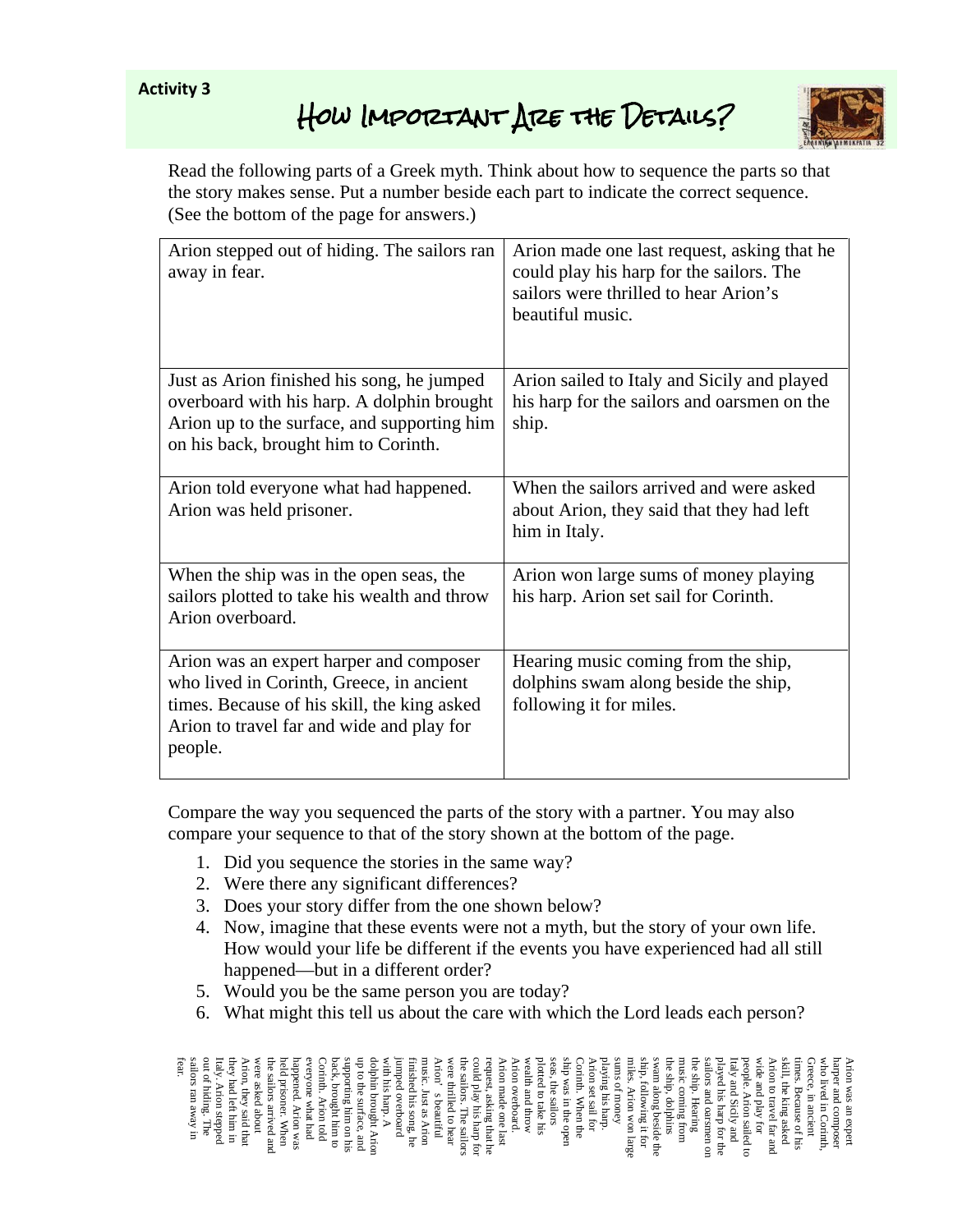Activity 3

# How Important Are the Details?

Read the following parts of a Greek myth. Think about how to sequence the parts so that the story makes sense. Put a number beside each part to indicate the correct sequence. (See the bottom of the page for answers.)

| | |
|---|---|
| Arion stepped out of hiding. The sailors ran away in fear. | Arion made one last request, asking that he could play his harp for the sailors. The sailors were thrilled to hear Arion's beautiful music. |
| Just as Arion finished his song, he jumped overboard with his harp. A dolphin brought Arion up to the surface, and supporting him on his back, brought him to Corinth. | Arion sailed to Italy and Sicily and played his harp for the sailors and oarsmen on the ship. |
| Arion told everyone what had happened. Arion was held prisoner. | When the sailors arrived and were asked about Arion, they said that they had left him in Italy. |
| When the ship was in the open seas, the sailors plotted to take his wealth and throw Arion overboard. | Arion won large sums of money playing his harp. Arion set sail for Corinth. |
| Arion was an expert harper and composer who lived in Corinth, Greece, in ancient times. Because of his skill, the king asked Arion to travel far and wide and play for people. | Hearing music coming from the ship, dolphins swam along beside the ship, following it for miles. |

Compare the way you sequenced the parts of the story with a partner. You may also compare your sequence to that of the story shown at the bottom of the page.

1. Did you sequence the stories in the same way?
2. Were there any significant differences?
3. Does your story differ from the one shown below?
4. Now, imagine that these events were not a myth, but the story of your own life. How would your life be different if the events you have experienced had all still happened—but in a different order?
5. Would you be the same person you are today?
6. What might this tell us about the care with which the Lord leads each person?

Arion was an expert harper and composer who lived in Corinth, Greece, in ancient times. Because of his skill, the king asked Arion to travel far and wide and play for people. Arion sailed to Italy and Sicily and played his harp for the sailors and oarsmen on the ship. Hearing music coming from the ship, dolphins swam along beside the ship, following it for miles. Arion won large sums of money playing his harp. Arion set sail for Corinth. When the ship was in the open seas, the sailors plotted to take his wealth and throw Arion overboard. Arion made one last request, asking that he could play his harp for the sailors. The sailors were thrilled to hear Arion's beautiful music. Just as Arion finished his song, he jumped overboard with his harp. A dolphin brought Arion up to the surface, and supporting him on his back, brought him to Corinth. Arion told everyone what had happened. Arion was held prisoner. When the sailors arrived and were asked about Arion, they said that they had left him in Italy. Arion stepped out of hiding. The sailors ran away in fear.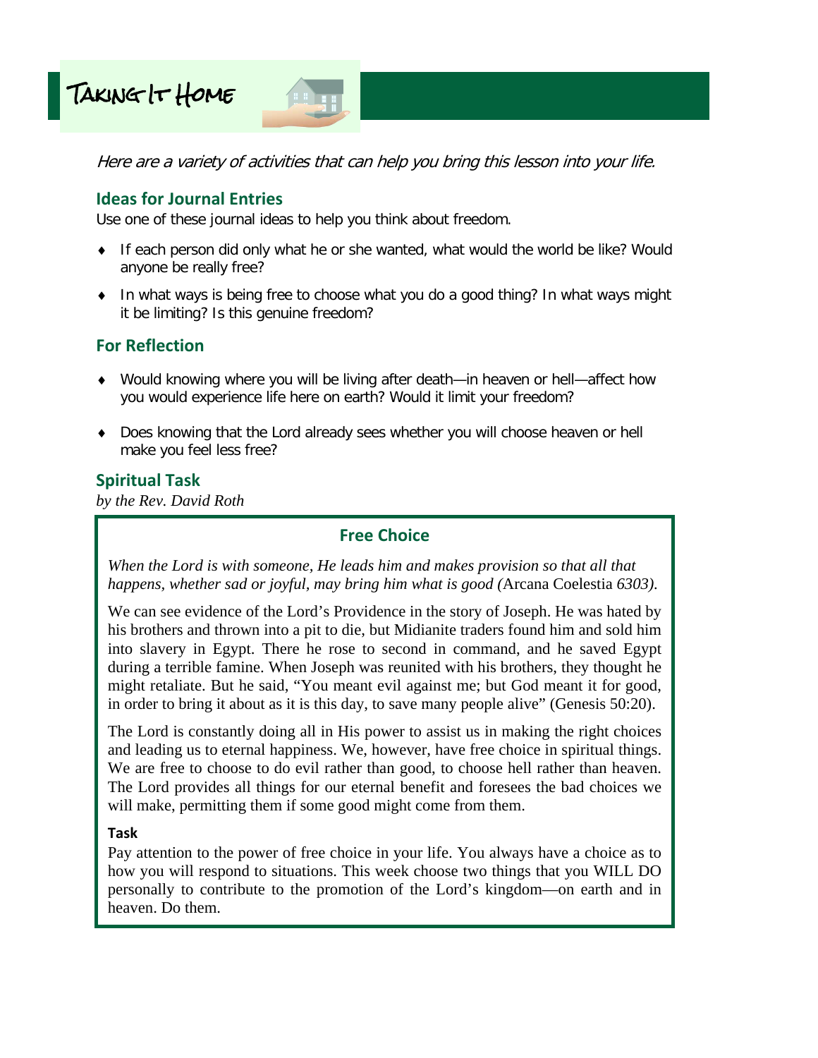# Taking It Home

*Here are a variety of activities that can help you bring this lesson into your life.*

## Ideas for Journal Entries

Use one of these journal ideas to help you think about freedom.

- If each person did only what he or she wanted, what would the world be like? Would anyone be really free?
- In what ways is being free to choose what you do a good thing? In what ways might it be limiting? Is this genuine freedom?

## For Reflection

- Would knowing where you will be living after death—in heaven or hell—affect how you would experience life here on earth? Would it limit your freedom?
- Does knowing that the Lord already sees whether you will choose heaven or hell make you feel less free?

## Spiritual Task

*by the Rev. David Roth*

### Free Choice

*When the Lord is with someone, He leads him and makes provision so that all that happens, whether sad or joyful, may bring him what is good (*Arcana Coelestia *6303).*

We can see evidence of the Lord's Providence in the story of Joseph. He was hated by his brothers and thrown into a pit to die, but Midianite traders found him and sold him into slavery in Egypt. There he rose to second in command, and he saved Egypt during a terrible famine. When Joseph was reunited with his brothers, they thought he might retaliate. But he said, "You meant evil against me; but God meant it for good, in order to bring it about as it is this day, to save many people alive" (Genesis 50:20).

The Lord is constantly doing all in His power to assist us in making the right choices and leading us to eternal happiness. We, however, have free choice in spiritual things. We are free to choose to do evil rather than good, to choose hell rather than heaven. The Lord provides all things for our eternal benefit and foresees the bad choices we will make, permitting them if some good might come from them.

**Task**

Pay attention to the power of free choice in your life. You always have a choice as to how you will respond to situations. This week choose two things that you WILL DO personally to contribute to the promotion of the Lord's kingdom—on earth and in heaven. Do them.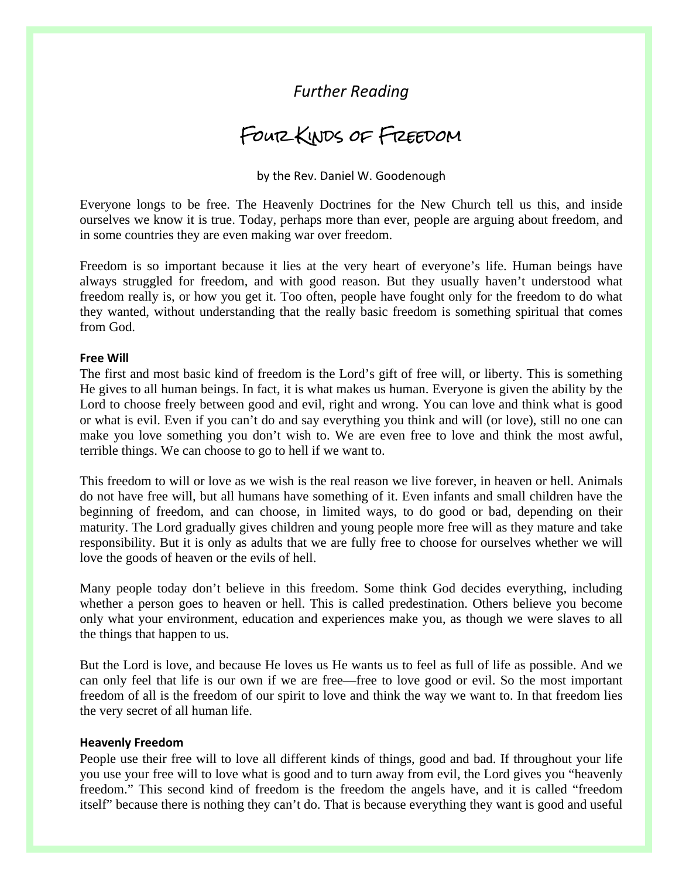*Further Reading*

# Four Kinds of Freedom

by the Rev. Daniel W. Goodenough

Everyone longs to be free. The Heavenly Doctrines for the New Church tell us this, and inside ourselves we know it is true. Today, perhaps more than ever, people are arguing about freedom, and in some countries they are even making war over freedom.

Freedom is so important because it lies at the very heart of everyone's life. Human beings have always struggled for freedom, and with good reason. But they usually haven't understood what freedom really is, or how you get it. Too often, people have fought only for the freedom to do what they wanted, without understanding that the really basic freedom is something spiritual that comes from God.

**Free Will**

The first and most basic kind of freedom is the Lord's gift of free will, or liberty. This is something He gives to all human beings. In fact, it is what makes us human. Everyone is given the ability by the Lord to choose freely between good and evil, right and wrong. You can love and think what is good or what is evil. Even if you can't do and say everything you think and will (or love), still no one can make you love something you don't wish to. We are even free to love and think the most awful, terrible things. We can choose to go to hell if we want to.

This freedom to will or love as we wish is the real reason we live forever, in heaven or hell. Animals do not have free will, but all humans have something of it. Even infants and small children have the beginning of freedom, and can choose, in limited ways, to do good or bad, depending on their maturity. The Lord gradually gives children and young people more free will as they mature and take responsibility. But it is only as adults that we are fully free to choose for ourselves whether we will love the goods of heaven or the evils of hell.

Many people today don't believe in this freedom. Some think God decides everything, including whether a person goes to heaven or hell. This is called predestination. Others believe you become only what your environment, education and experiences make you, as though we were slaves to all the things that happen to us.

But the Lord is love, and because He loves us He wants us to feel as full of life as possible. And we can only feel that life is our own if we are free—free to love good or evil. So the most important freedom of all is the freedom of our spirit to love and think the way we want to. In that freedom lies the very secret of all human life.

**Heavenly Freedom**

People use their free will to love all different kinds of things, good and bad. If throughout your life you use your free will to love what is good and to turn away from evil, the Lord gives you "heavenly freedom." This second kind of freedom is the freedom the angels have, and it is called "freedom itself" because there is nothing they can't do. That is because everything they want is good and useful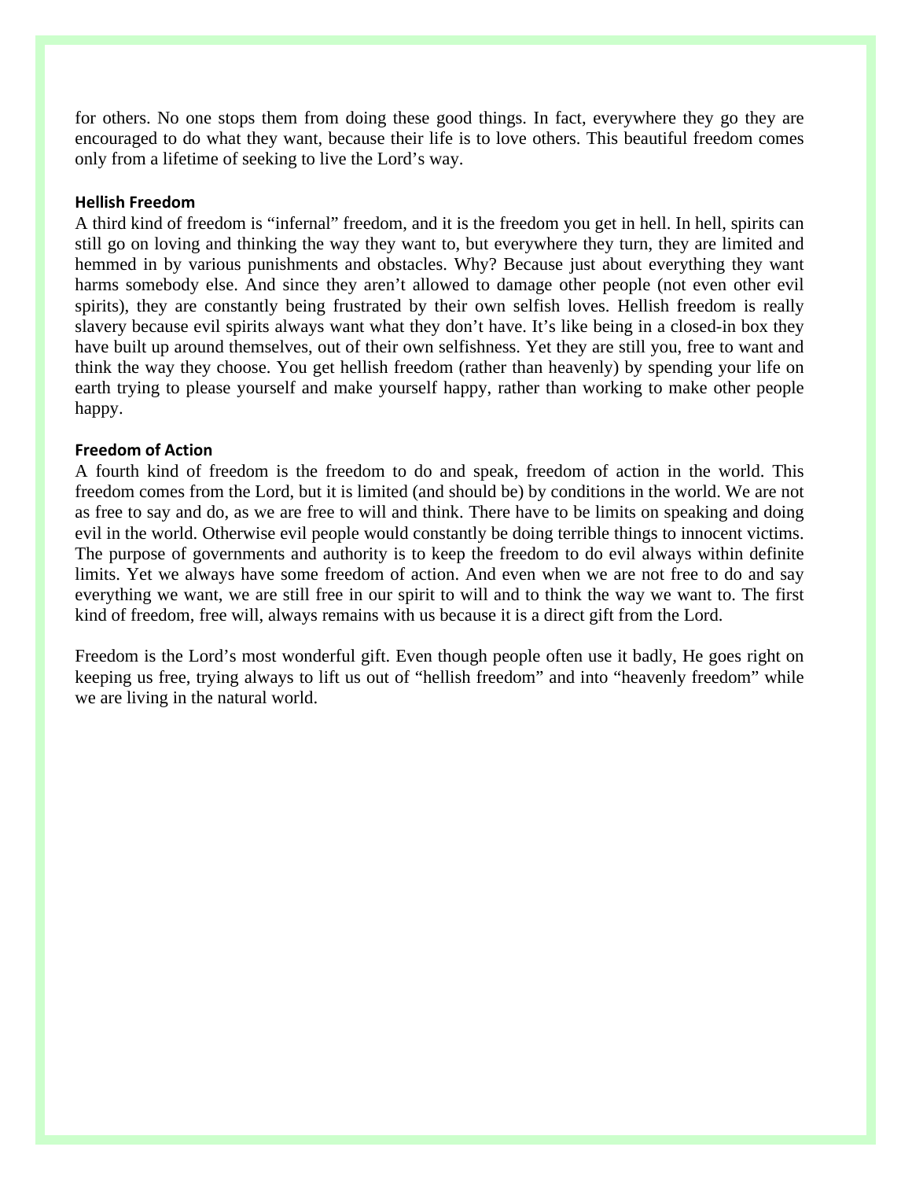for others. No one stops them from doing these good things. In fact, everywhere they go they are encouraged to do what they want, because their life is to love others. This beautiful freedom comes only from a lifetime of seeking to live the Lord's way.

**Hellish Freedom**

A third kind of freedom is "infernal" freedom, and it is the freedom you get in hell. In hell, spirits can still go on loving and thinking the way they want to, but everywhere they turn, they are limited and hemmed in by various punishments and obstacles. Why? Because just about everything they want harms somebody else. And since they aren't allowed to damage other people (not even other evil spirits), they are constantly being frustrated by their own selfish loves. Hellish freedom is really slavery because evil spirits always want what they don't have. It's like being in a closed-in box they have built up around themselves, out of their own selfishness. Yet they are still you, free to want and think the way they choose. You get hellish freedom (rather than heavenly) by spending your life on earth trying to please yourself and make yourself happy, rather than working to make other people happy.

**Freedom of Action**

A fourth kind of freedom is the freedom to do and speak, freedom of action in the world. This freedom comes from the Lord, but it is limited (and should be) by conditions in the world. We are not as free to say and do, as we are free to will and think. There have to be limits on speaking and doing evil in the world. Otherwise evil people would constantly be doing terrible things to innocent victims. The purpose of governments and authority is to keep the freedom to do evil always within definite limits. Yet we always have some freedom of action. And even when we are not free to do and say everything we want, we are still free in our spirit to will and to think the way we want to. The first kind of freedom, free will, always remains with us because it is a direct gift from the Lord.

Freedom is the Lord's most wonderful gift. Even though people often use it badly, He goes right on keeping us free, trying always to lift us out of "hellish freedom" and into "heavenly freedom" while we are living in the natural world.